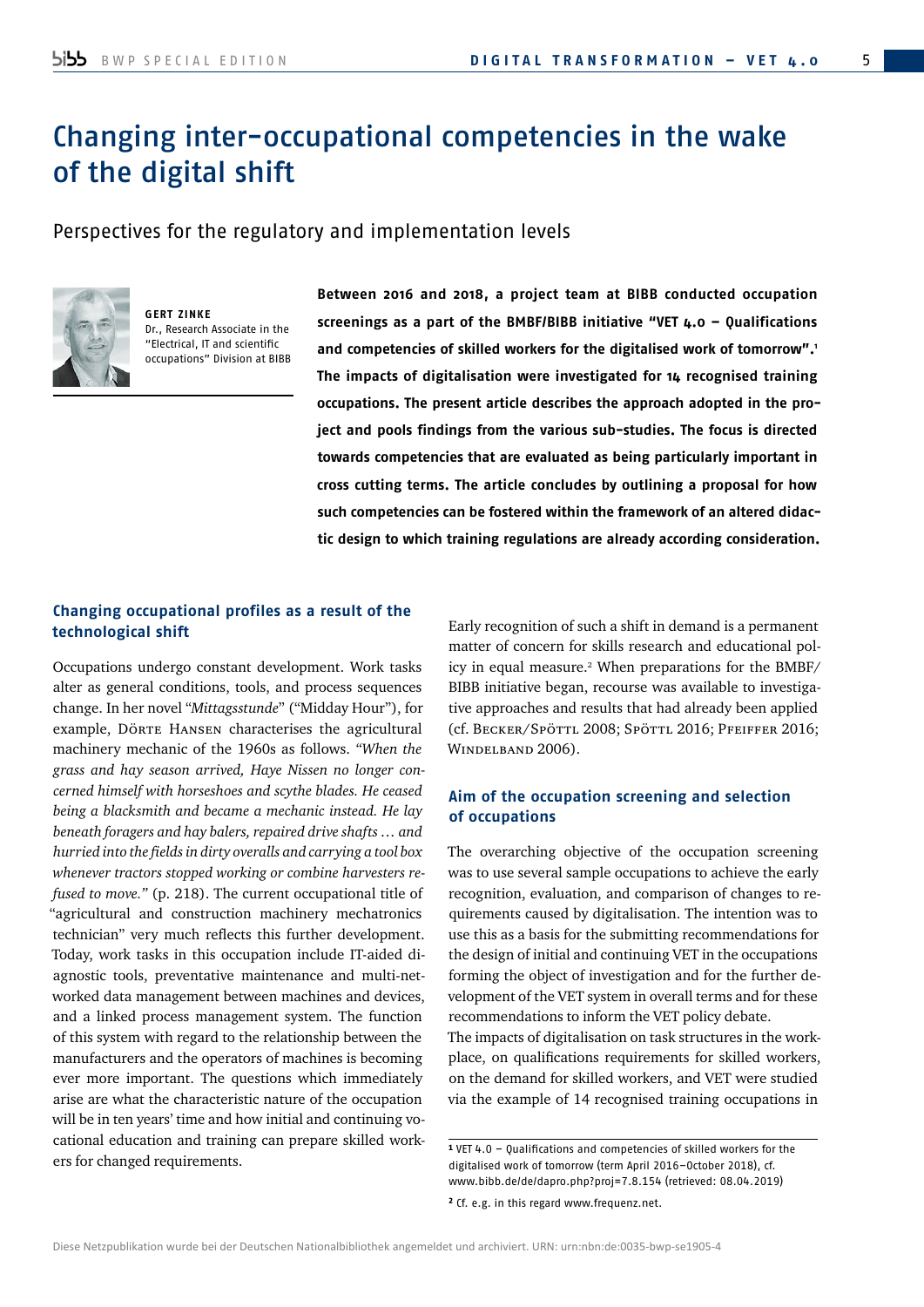# Changing inter-occupational competencies in the wake of the digital shift

Perspectives for the regulatory and implementation levels

**GERT ZINKE**
Dr., Research Associate in the "Electrical, IT and scientific occupations" Division at BIBB

**Between 2016 and 2018, a project team at BIBB conducted occupation screenings as a part of the BMBF/BIBB initiative "VET 4.0 – Qualifications and competencies of skilled workers for the digitalised work of tomorrow".[1] The impacts of digitalisation were investigated for 14 recognised training occupations. The present article describes the approach adopted in the project and pools findings from the various sub-studies. The focus is directed towards competencies that are evaluated as being particularly important in cross cutting terms. The article concludes by outlining a proposal for how such competencies can be fostered within the framework of an altered didactic design to which training regulations are already according consideration.**

## Changing occupational profiles as a result of the technological shift

Occupations undergo constant development. Work tasks alter as general conditions, tools, and process sequences change. In her novel "*Mittagsstunde*" ("Midday Hour"), for example, Dörte Hansen characterises the agricultural machinery mechanic of the 1960s as follows. *"When the grass and hay season arrived, Haye Nissen no longer concerned himself with horseshoes and scythe blades. He ceased being a blacksmith and became a mechanic instead. He lay beneath foragers and hay balers, repaired drive shafts … and hurried into the fields in dirty overalls and carrying a tool box whenever tractors stopped working or combine harvesters refused to move."* (p. 218). The current occupational title of "agricultural and construction machinery mechatronics technician" very much reflects this further development. Today, work tasks in this occupation include IT-aided diagnostic tools, preventative maintenance and multi-networked data management between machines and devices, and a linked process management system. The function of this system with regard to the relationship between the manufacturers and the operators of machines is becoming ever more important. The questions which immediately arise are what the characteristic nature of the occupation will be in ten years' time and how initial and continuing vocational education and training can prepare skilled workers for changed requirements.

Early recognition of such a shift in demand is a permanent matter of concern for skills research and educational policy in equal measure.[2] When preparations for the BMBF/BIBB initiative began, recourse was available to investigative approaches and results that had already been applied (cf. Becker/Spöttl 2008; Spöttl 2016; Pfeiffer 2016; Windelband 2006).

## Aim of the occupation screening and selection of occupations

The overarching objective of the occupation screening was to use several sample occupations to achieve the early recognition, evaluation, and comparison of changes to requirements caused by digitalisation. The intention was to use this as a basis for the submitting recommendations for the design of initial and continuing VET in the occupations forming the object of investigation and for the further development of the VET system in overall terms and for these recommendations to inform the VET policy debate.

The impacts of digitalisation on task structures in the workplace, on qualifications requirements for skilled workers, on the demand for skilled workers, and VET were studied via the example of 14 recognised training occupations in

---

[1] VET 4.0 – Qualifications and competencies of skilled workers for the digitalised work of tomorrow (term April 2016–October 2018), cf. www.bibb.de/de/dapro.php?proj=7.8.154 (retrieved: 08.04.2019)

[2] Cf. e.g. in this regard www.frequenz.net.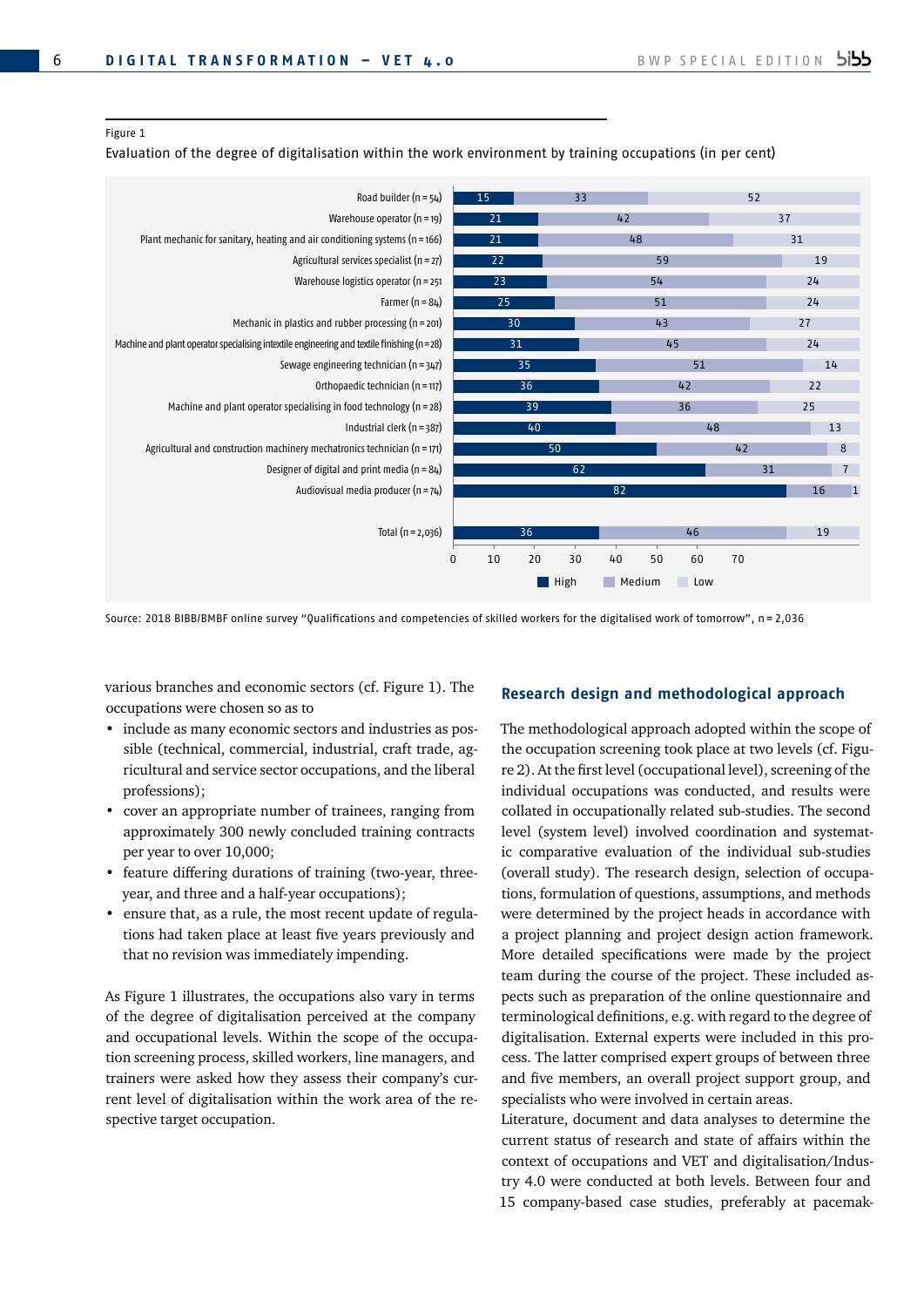Figure 1

Evaluation of the degree of digitalisation within the work environment by training occupations (in per cent)

| Occupation | High | Medium | Low |
|---|---|---|---|
| Road builder (n = 54) | 15 | 33 | 52 |
| Warehouse operator (n = 19) | 21 | 42 | 37 |
| Plant mechanic for sanitary, heating and air conditioning systems (n = 166) | 21 | 48 | 31 |
| Agricultural services specialist (n = 27) | 22 | 59 | 19 |
| Warehouse logistics operator (n = 251 | 23 | 54 | 24 |
| Farmer (n = 84) | 25 | 51 | 24 |
| Mechanic in plastics and rubber processing (n = 201) | 30 | 43 | 27 |
| Machine and plant operator specialising in textile engineering and textile finishing (n = 28) | 31 | 45 | 24 |
| Sewage engineering technician (n = 347) | 35 | 51 | 14 |
| Orthopaedic technician (n = 117) | 36 | 42 | 22 |
| Machine and plant operator specialising in food technology (n = 28) | 39 | 36 | 25 |
| Industrial clerk (n = 387) | 40 | 48 | 13 |
| Agricultural and construction machinery mechatronics technician (n = 171) | 50 | 42 | 8 |
| Designer of digital and print media (n = 84) | 62 | 31 | 7 |
| Audiovisual media producer (n = 74) | 82 | 16 | 1 |
| Total (n = 2,036) | 36 | 46 | 19 |

Source: 2018 BIBB/BMBF online survey "Qualifications and competencies of skilled workers for the digitalised work of tomorrow", n = 2,036

various branches and economic sectors (cf. Figure 1). The occupations were chosen so as to

- include as many economic sectors and industries as possible (technical, commercial, industrial, craft trade, agricultural and service sector occupations, and the liberal professions);
- cover an appropriate number of trainees, ranging from approximately 300 newly concluded training contracts per year to over 10,000;
- feature differing durations of training (two-year, three-year, and three and a half-year occupations);
- ensure that, as a rule, the most recent update of regulations had taken place at least five years previously and that no revision was immediately impending.

As Figure 1 illustrates, the occupations also vary in terms of the degree of digitalisation perceived at the company and occupational levels. Within the scope of the occupation screening process, skilled workers, line managers, and trainers were asked how they assess their company's current level of digitalisation within the work area of the respective target occupation.

## Research design and methodological approach

The methodological approach adopted within the scope of the occupation screening took place at two levels (cf. Figure 2). At the first level (occupational level), screening of the individual occupations was conducted, and results were collated in occupationally related sub-studies. The second level (system level) involved coordination and systematic comparative evaluation of the individual sub-studies (overall study). The research design, selection of occupations, formulation of questions, assumptions, and methods were determined by the project heads in accordance with a project planning and project design action framework. More detailed specifications were made by the project team during the course of the project. These included aspects such as preparation of the online questionnaire and terminological definitions, e.g. with regard to the degree of digitalisation. External experts were included in this process. The latter comprised expert groups of between three and five members, an overall project support group, and specialists who were involved in certain areas.

Literature, document and data analyses to determine the current status of research and state of affairs within the context of occupations and VET and digitalisation/Industry 4.0 were conducted at both levels. Between four and 15 company-based case studies, preferably at pacemak-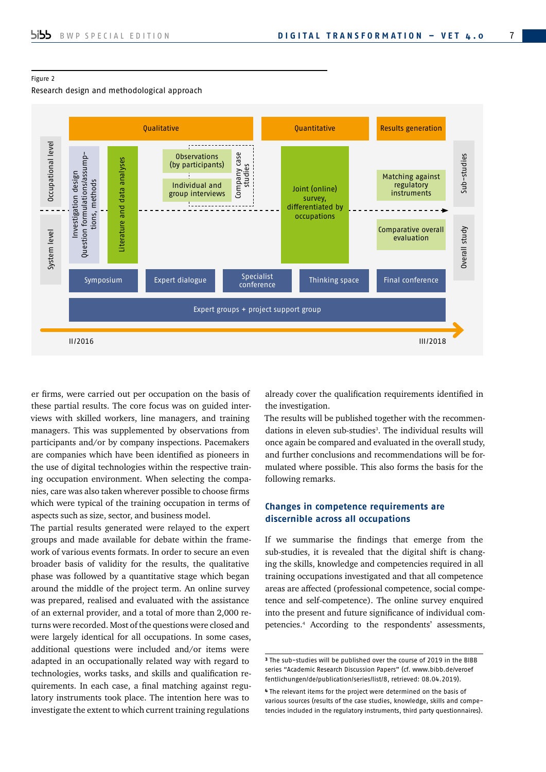Figure 2

Research design and methodological approach

er firms, were carried out per occupation on the basis of these partial results. The core focus was on guided interviews with skilled workers, line managers, and training managers. This was supplemented by observations from participants and/or by company inspections. Pacemakers are companies which have been identified as pioneers in the use of digital technologies within the respective training occupation environment. When selecting the companies, care was also taken wherever possible to choose firms which were typical of the training occupation in terms of aspects such as size, sector, and business model.

The partial results generated were relayed to the expert groups and made available for debate within the framework of various events formats. In order to secure an even broader basis of validity for the results, the qualitative phase was followed by a quantitative stage which began around the middle of the project term. An online survey was prepared, realised and evaluated with the assistance of an external provider, and a total of more than 2,000 returns were recorded. Most of the questions were closed and were largely identical for all occupations. In some cases, additional questions were included and/or items were adapted in an occupationally related way with regard to technologies, works tasks, and skills and qualification requirements. In each case, a final matching against regulatory instruments took place. The intention here was to investigate the extent to which current training regulations already cover the qualification requirements identified in the investigation.

The results will be published together with the recommendations in eleven sub-studies[3]. The individual results will once again be compared and evaluated in the overall study, and further conclusions and recommendations will be formulated where possible. This also forms the basis for the following remarks.

### Changes in competence requirements are discernible across all occupations

If we summarise the findings that emerge from the sub-studies, it is revealed that the digital shift is changing the skills, knowledge and competencies required in all training occupations investigated and that all competence areas are affected (professional competence, social competence and self-competence). The online survey enquired into the present and future significance of individual competencies.[4] According to the respondents' assessments,

[3] The sub-studies will be published over the course of 2019 in the BIBB series "Academic Research Discussion Papers" (cf. www.bibb.de/veroeffentlichungen/de/publication/series/list/8, retrieved: 08.04.2019).

[4] The relevant items for the project were determined on the basis of various sources (results of the case studies, knowledge, skills and competencies included in the regulatory instruments, third party questionnaires).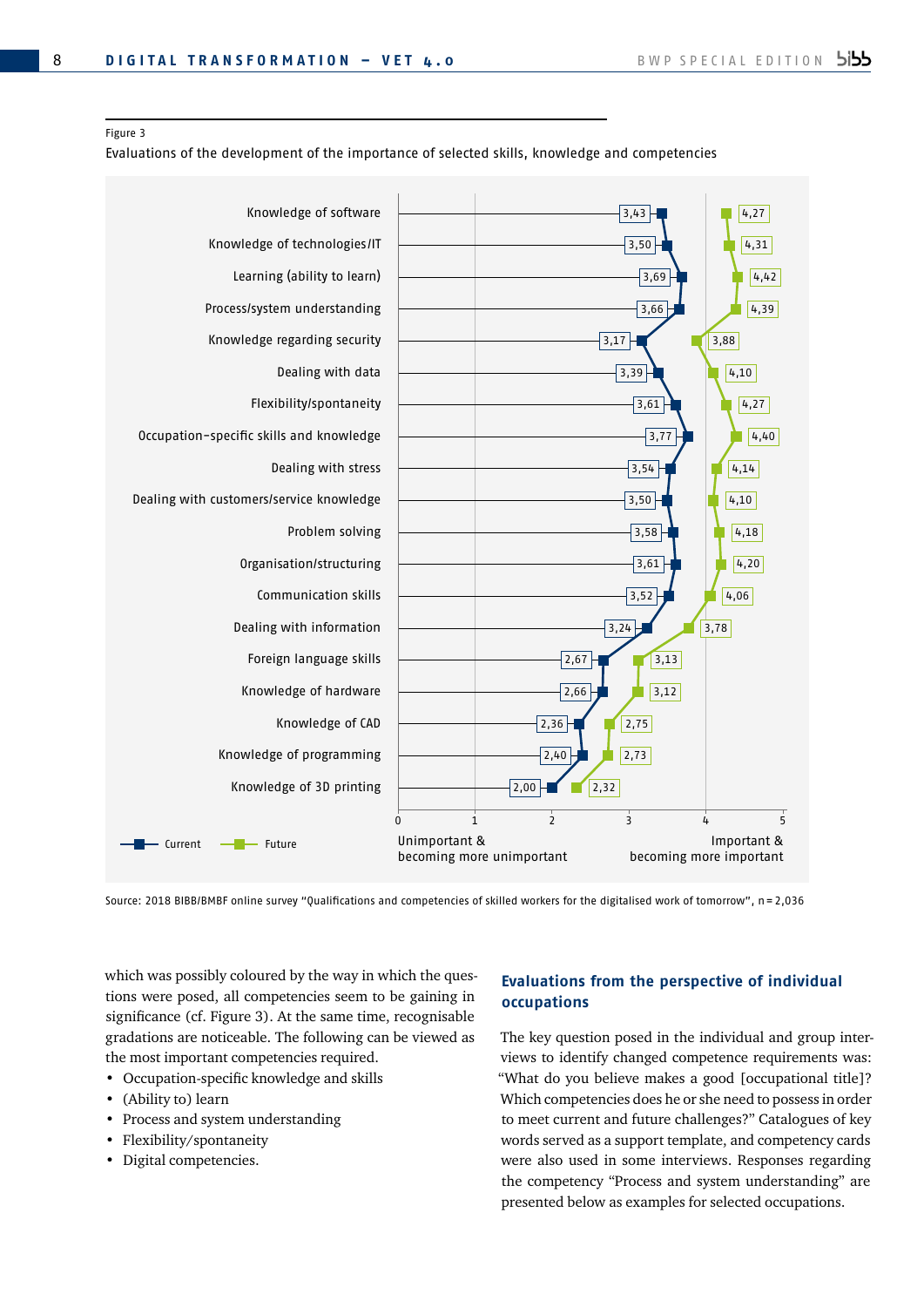Figure 3

Evaluations of the development of the importance of selected skills, knowledge and competencies

| Skill/knowledge/competency | Current | Future |
|---|---|---|
| Knowledge of software | 3,43 | 4,27 |
| Knowledge of technologies/IT | 3,50 | 4,31 |
| Learning (ability to learn) | 3,69 | 4,42 |
| Process/system understanding | 3,66 | 4,39 |
| Knowledge regarding security | 3,17 | 3,88 |
| Dealing with data | 3,39 | 4,10 |
| Flexibility/spontaneity | 3,61 | 4,27 |
| Occupation-specific skills and knowledge | 3,77 | 4,40 |
| Dealing with stress | 3,54 | 4,14 |
| Dealing with customers/service knowledge | 3,50 | 4,10 |
| Problem solving | 3,58 | 4,18 |
| Organisation/structuring | 3,61 | 4,20 |
| Communication skills | 3,52 | 4,06 |
| Dealing with information | 3,24 | 3,78 |
| Foreign language skills | 2,67 | 3,13 |
| Knowledge of hardware | 2,66 | 3,12 |
| Knowledge of CAD | 2,36 | 2,75 |
| Knowledge of programming | 2,40 | 2,73 |
| Knowledge of 3D printing | 2,00 | 2,32 |

Scale: 0 = Unimportant & becoming more unimportant … 5 = Important & becoming more important

Source: 2018 BIBB/BMBF online survey "Qualifications and competencies of skilled workers for the digitalised work of tomorrow", n = 2,036

which was possibly coloured by the way in which the questions were posed, all competencies seem to be gaining in significance (cf. Figure 3). At the same time, recognisable gradations are noticeable. The following can be viewed as the most important competencies required.

- Occupation-specific knowledge and skills
- (Ability to) learn
- Process and system understanding
- Flexibility/spontaneity
- Digital competencies.

## Evaluations from the perspective of individual occupations

The key question posed in the individual and group interviews to identify changed competence requirements was: "What do you believe makes a good [occupational title]? Which competencies does he or she need to possess in order to meet current and future challenges?" Catalogues of key words served as a support template, and competency cards were also used in some interviews. Responses regarding the competency "Process and system understanding" are presented below as examples for selected occupations.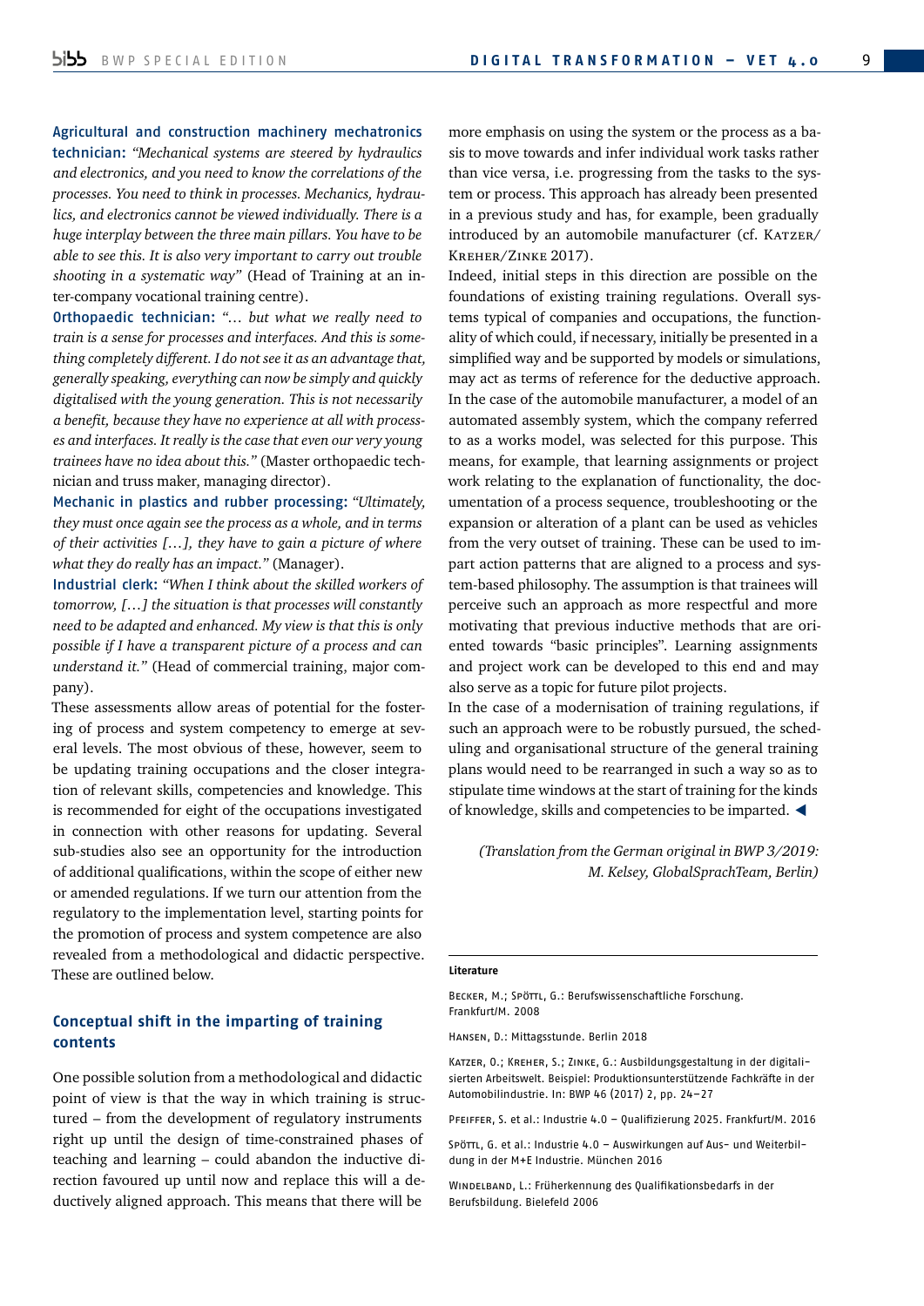**Agricultural and construction machinery mechatronics technician:** *"Mechanical systems are steered by hydraulics and electronics, and you need to know the correlations of the processes. You need to think in processes. Mechanics, hydraulics, and electronics cannot be viewed individually. There is a huge interplay between the three main pillars. You have to be able to see this. It is also very important to carry out trouble shooting in a systematic way"* (Head of Training at an inter-company vocational training centre).

**Orthopaedic technician:** *"… but what we really need to train is a sense for processes and interfaces. And this is something completely different. I do not see it as an advantage that, generally speaking, everything can now be simply and quickly digitalised with the young generation. This is not necessarily a benefit, because they have no experience at all with processes and interfaces. It really is the case that even our very young trainees have no idea about this."* (Master orthopaedic technician and truss maker, managing director).

**Mechanic in plastics and rubber processing:** *"Ultimately, they must once again see the process as a whole, and in terms of their activities […], they need to gain a picture of where what they do really has an impact."* (Manager).

**Industrial clerk:** *"When I think about the skilled workers of tomorrow, […] the situation is that processes will constantly need to be adapted and enhanced. My view is that this is only possible if I have a transparent picture of a process and can understand it."* (Head of commercial training, major company).

These assessments allow areas of potential for the fostering of process and system competency to emerge at several levels. The most obvious of these, however, seem to be updating training occupations and the closer integration of relevant skills, competencies and knowledge. This is recommended for eight of the occupations investigated in connection with other reasons for updating. Several sub-studies also see an opportunity for the introduction of additional qualifications, within the scope of either new or amended regulations. If we turn our attention from the regulatory to the implementation level, starting points for the promotion of process and system competence are also revealed from a methodological and didactic perspective. These are outlined below.

## Conceptual shift in the imparting of training contents

One possible solution from a methodological and didactic point of view is that the way in which training is structured – from the development of regulatory instruments right up until the design of time-constrained phases of teaching and learning – could abandon the inductive direction favoured up until now and replace this will a deductively aligned approach. This means that there will be more emphasis on using the system or the process as a basis to move towards and infer individual work tasks rather than vice versa, i.e. progressing from the tasks to the system or process. This approach has already been presented in a previous study and has, for example, been gradually introduced by an automobile manufacturer (cf. Katzer/Kreher/Zinke 2017).

Indeed, initial steps in this direction are possible on the foundations of existing training regulations. Overall systems typical of companies and occupations, the functionality of which could, if necessary, initially be presented in a simplified way and be supported by models or simulations, may act as terms of reference for the deductive approach. In the case of the automobile manufacturer, a model of an automated assembly system, which the company referred to as a works model, was selected for this purpose. This means, for example, that learning assignments or project work relating to the explanation of functionality, the documentation of a process sequence, troubleshooting or the expansion or alteration of a plant can be used as vehicles from the very outset of training. These can be used to impart action patterns that are aligned to a process and system-based philosophy. The assumption is that trainees will perceive such an approach as more respectful and more motivating that previous inductive methods that are oriented towards "basic principles". Learning assignments and project work can be developed to this end and may also serve as a topic for future pilot projects.

In the case of a modernisation of training regulations, if such an approach were to be robustly pursued, the scheduling and organisational structure of the general training plans would need to be rearranged in such a way so as to stipulate time windows at the start of training for the kinds of knowledge, skills and competencies to be imparted. ◀

*(Translation from the German original in BWP 3/2019: M. Kelsey, GlobalSprachTeam, Berlin)*

**Literature**

Becker, M.; Spöttl, G.: Berufswissenschaftliche Forschung. Frankfurt/M. 2008

Hansen, D.: Mittagsstunde. Berlin 2018

Katzer, O.; Kreher, S.; Zinke, G.: Ausbildungsgestaltung in der digitalisierten Arbeitswelt. Beispiel: Produktionsunterstützende Fachkräfte in der Automobilindustrie. In: BWP 46 (2017) 2, pp. 24–27

Pfeiffer, S. et al.: Industrie 4.0 – Qualifizierung 2025. Frankfurt/M. 2016

Spöttl, G. et al.: Industrie 4.0 – Auswirkungen auf Aus- und Weiterbildung in der M+E Industrie. München 2016

Windelband, L.: Früherkennung des Qualifikationsbedarfs in der Berufsbildung. Bielefeld 2006